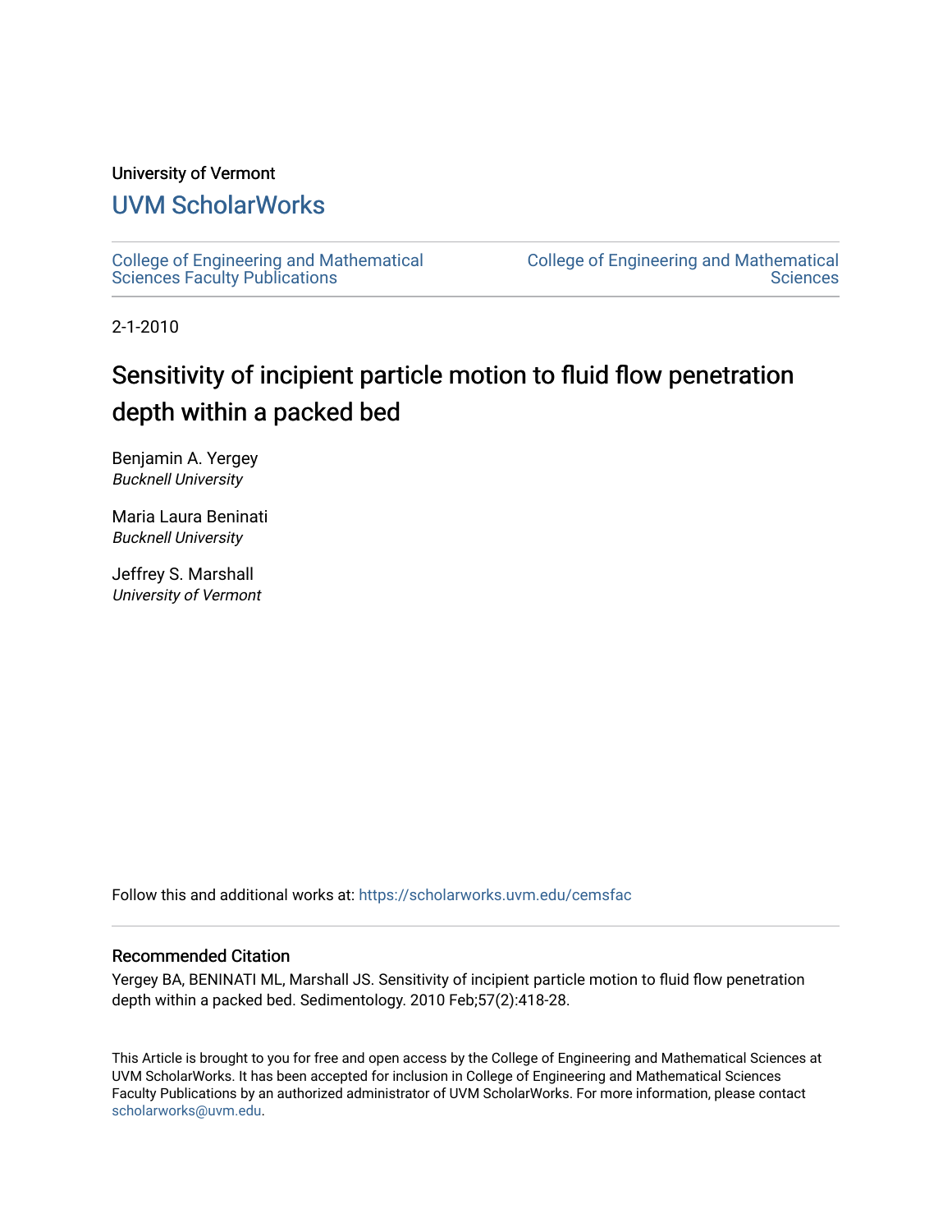University of Vermont

## UVM ScholarWorks

College of Engineering and Mathematical Sciences Faculty Publications

College of Engineering and Mathematical Sciences

2-1-2010

# Sensitivity of incipient particle motion to fluid flow penetration depth within a packed bed

Benjamin A. Yergey
*Bucknell University*

Maria Laura Beninati
*Bucknell University*

Jeffrey S. Marshall
*University of Vermont*

Follow this and additional works at: https://scholarworks.uvm.edu/cemsfac

### Recommended Citation

Yergey BA, BENINATI ML, Marshall JS. Sensitivity of incipient particle motion to fluid flow penetration depth within a packed bed. Sedimentology. 2010 Feb;57(2):418-28.

This Article is brought to you for free and open access by the College of Engineering and Mathematical Sciences at UVM ScholarWorks. It has been accepted for inclusion in College of Engineering and Mathematical Sciences Faculty Publications by an authorized administrator of UVM ScholarWorks. For more information, please contact scholarworks@uvm.edu.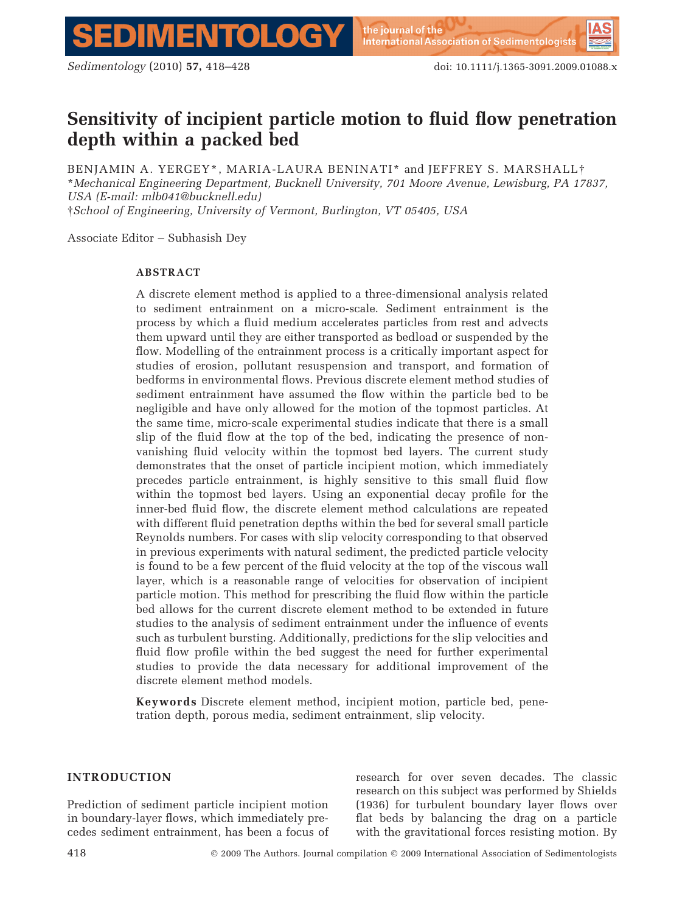# Sensitivity of incipient particle motion to fluid flow penetration depth within a packed bed

BENJAMIN A. YERGEY*, MARIA-LAURA BENINATI* and JEFFREY S. MARSHALL†

*Mechanical Engineering Department, Bucknell University, 701 Moore Avenue, Lewisburg, PA 17837, USA (E-mail: mlb041@bucknell.edu)

†School of Engineering, University of Vermont, Burlington, VT 05405, USA

Associate Editor – Subhasish Dey

## ABSTRACT

A discrete element method is applied to a three-dimensional analysis related to sediment entrainment on a micro-scale. Sediment entrainment is the process by which a fluid medium accelerates particles from rest and advects them upward until they are either transported as bedload or suspended by the flow. Modelling of the entrainment process is a critically important aspect for studies of erosion, pollutant resuspension and transport, and formation of bedforms in environmental flows. Previous discrete element method studies of sediment entrainment have assumed the flow within the particle bed to be negligible and have only allowed for the motion of the topmost particles. At the same time, micro-scale experimental studies indicate that there is a small slip of the fluid flow at the top of the bed, indicating the presence of non-vanishing fluid velocity within the topmost bed layers. The current study demonstrates that the onset of particle incipient motion, which immediately precedes particle entrainment, is highly sensitive to this small fluid flow within the topmost bed layers. Using an exponential decay profile for the inner-bed fluid flow, the discrete element method calculations are repeated with different fluid penetration depths within the bed for several small particle Reynolds numbers. For cases with slip velocity corresponding to that observed in previous experiments with natural sediment, the predicted particle velocity is found to be a few percent of the fluid velocity at the top of the viscous wall layer, which is a reasonable range of velocities for observation of incipient particle motion. This method for prescribing the fluid flow within the particle bed allows for the current discrete element method to be extended in future studies to the analysis of sediment entrainment under the influence of events such as turbulent bursting. Additionally, predictions for the slip velocities and fluid flow profile within the bed suggest the need for further experimental studies to provide the data necessary for additional improvement of the discrete element method models.

**Keywords** Discrete element method, incipient motion, particle bed, penetration depth, porous media, sediment entrainment, slip velocity.

## INTRODUCTION

Prediction of sediment particle incipient motion in boundary-layer flows, which immediately precedes sediment entrainment, has been a focus of research for over seven decades. The classic research on this subject was performed by Shields (1936) for turbulent boundary layer flows over flat beds by balancing the drag on a particle with the gravitational forces resisting motion. By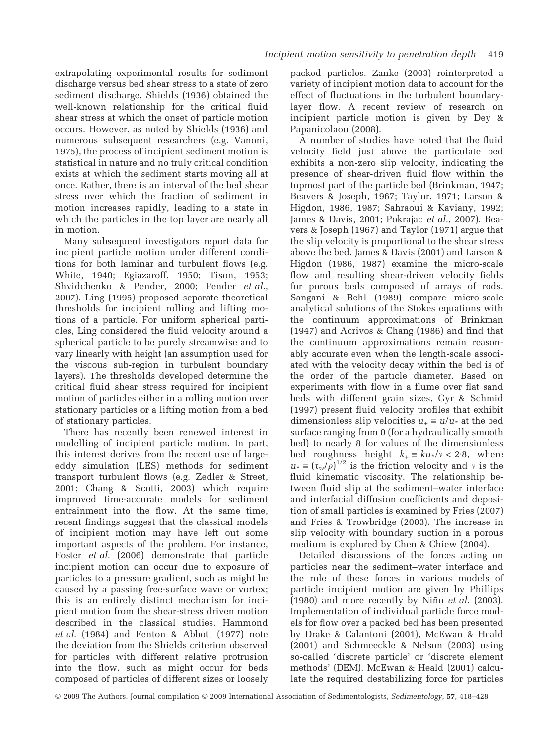extrapolating experimental results for sediment discharge versus bed shear stress to a state of zero sediment discharge, Shields (1936) obtained the well-known relationship for the critical fluid shear stress at which the onset of particle motion occurs. However, as noted by Shields (1936) and numerous subsequent researchers (e.g. Vanoni, 1975), the process of incipient sediment motion is statistical in nature and no truly critical condition exists at which the sediment starts moving all at once. Rather, there is an interval of the bed shear stress over which the fraction of sediment in motion increases rapidly, leading to a state in which the particles in the top layer are nearly all in motion.

Many subsequent investigators report data for incipient particle motion under different conditions for both laminar and turbulent flows (e.g. White, 1940; Egiazaroff, 1950; Tison, 1953; Shvidchenko & Pender, 2000; Pender *et al.*, 2007). Ling (1995) proposed separate theoretical thresholds for incipient rolling and lifting motions of a particle. For uniform spherical particles, Ling considered the fluid velocity around a spherical particle to be purely streamwise and to vary linearly with height (an assumption used for the viscous sub-region in turbulent boundary layers). The thresholds developed determine the critical fluid shear stress required for incipient motion of particles either in a rolling motion over stationary particles or a lifting motion from a bed of stationary particles.

There has recently been renewed interest in modelling of incipient particle motion. In part, this interest derives from the recent use of large-eddy simulation (LES) methods for sediment transport turbulent flows (e.g. Zedler & Street, 2001; Chang & Scotti, 2003) which require improved time-accurate models for sediment entrainment into the flow. At the same time, recent findings suggest that the classical models of incipient motion may have left out some important aspects of the problem. For instance, Foster *et al.* (2006) demonstrate that particle incipient motion can occur due to exposure of particles to a pressure gradient, such as might be caused by a passing free-surface wave or vortex; this is an entirely distinct mechanism for incipient motion from the shear-stress driven motion described in the classical studies. Hammond *et al.* (1984) and Fenton & Abbott (1977) note the deviation from the Shields criterion observed for particles with different relative protrusion into the flow, such as might occur for beds composed of particles of different sizes or loosely packed particles. Zanke (2003) reinterpreted a variety of incipient motion data to account for the effect of fluctuations in the turbulent boundary-layer flow. A recent review of research on incipient particle motion is given by Dey & Papanicolaou (2008).

A number of studies have noted that the fluid velocity field just above the particulate bed exhibits a non-zero slip velocity, indicating the presence of shear-driven fluid flow within the topmost part of the particle bed (Brinkman, 1947; Beavers & Joseph, 1967; Taylor, 1971; Larson & Higdon, 1986, 1987; Sahraoui & Kaviany, 1992; James & Davis, 2001; Pokrajac *et al.*, 2007). Beavers & Joseph (1967) and Taylor (1971) argue that the slip velocity is proportional to the shear stress above the bed. James & Davis (2001) and Larson & Higdon (1986, 1987) examine the micro-scale flow and resulting shear-driven velocity fields for porous beds composed of arrays of rods. Sangani & Behl (1989) compare micro-scale analytical solutions of the Stokes equations with the continuum approximations of Brinkman (1947) and Acrivos & Chang (1986) and find that the continuum approximations remain reasonably accurate even when the length-scale associated with the velocity decay within the bed is of the order of the particle diameter. Based on experiments with flow in a flume over flat sand beds with different grain sizes, Gyr & Schmid (1997) present fluid velocity profiles that exhibit dimensionless slip velocities $u_+ \equiv u/u_*$ at the bed surface ranging from 0 (for a hydraulically smooth bed) to nearly 8 for values of the dimensionless bed roughness height $k_+ \equiv ku_*/\nu < 2{\cdot}8$, where $u_* \equiv (\tau_w/\rho)^{1/2}$ is the friction velocity and $\nu$ is the fluid kinematic viscosity. The relationship between fluid slip at the sediment–water interface and interfacial diffusion coefficients and deposition of small particles is examined by Fries (2007) and Fries & Trowbridge (2003). The increase in slip velocity with boundary suction in a porous medium is explored by Chen & Chiew (2004).

Detailed discussions of the forces acting on particles near the sediment–water interface and the role of these forces in various models of particle incipient motion are given by Phillips (1980) and more recently by Niño *et al.* (2003). Implementation of individual particle force models for flow over a packed bed has been presented by Drake & Calantoni (2001), McEwan & Heald (2001) and Schmeeckle & Nelson (2003) using so-called 'discrete particle' or 'discrete element methods' (DEM). McEwan & Heald (2001) calculate the required destabilizing force for particles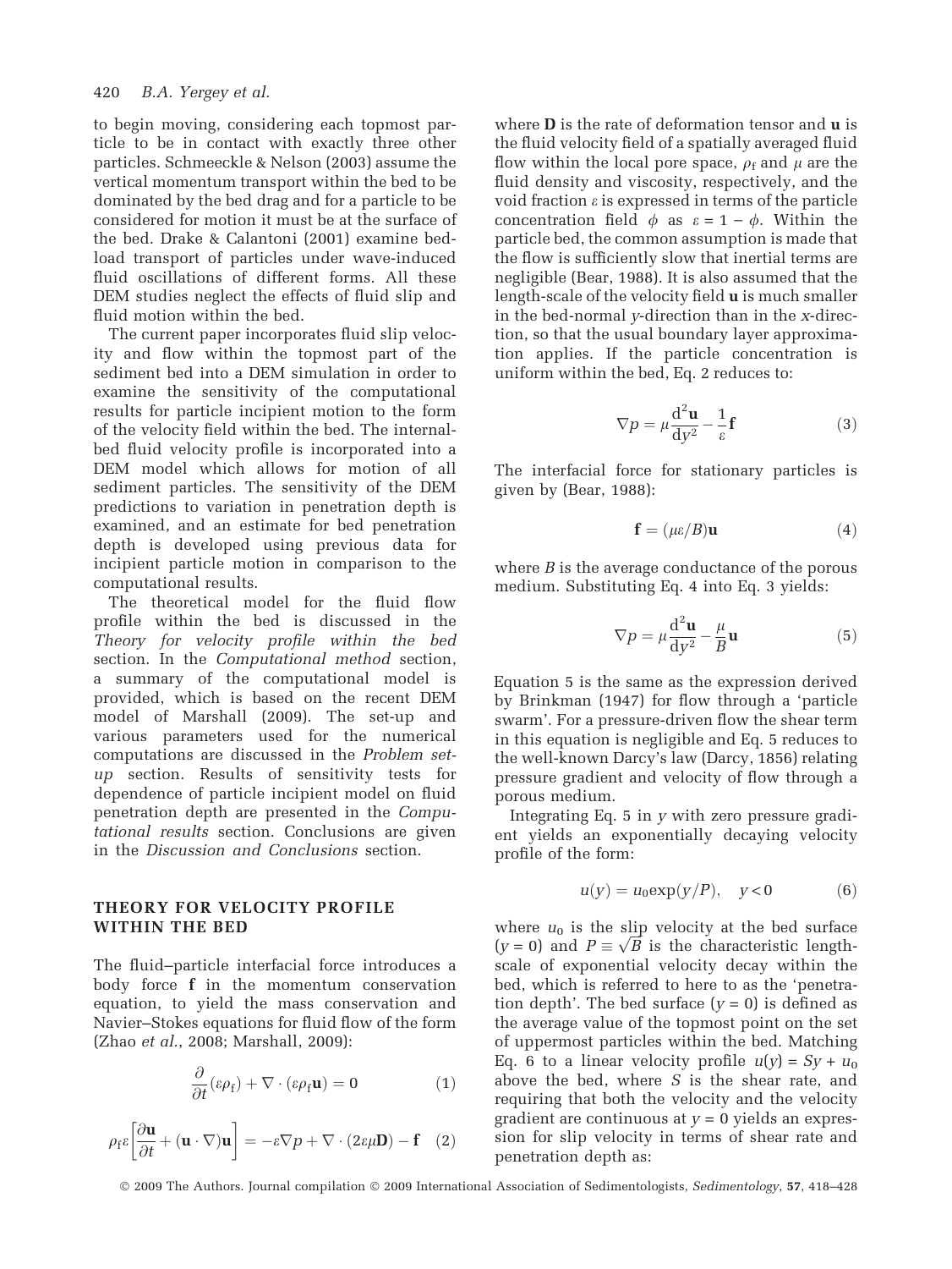to begin moving, considering each topmost particle to be in contact with exactly three other particles. Schmeeckle & Nelson (2003) assume the vertical momentum transport within the bed to be dominated by the bed drag and for a particle to be considered for motion it must be at the surface of the bed. Drake & Calantoni (2001) examine bed-load transport of particles under wave-induced fluid oscillations of different forms. All these DEM studies neglect the effects of fluid slip and fluid motion within the bed.

The current paper incorporates fluid slip velocity and flow within the topmost part of the sediment bed into a DEM simulation in order to examine the sensitivity of the computational results for particle incipient motion to the form of the velocity field within the bed. The internal-bed fluid velocity profile is incorporated into a DEM model which allows for motion of all sediment particles. The sensitivity of the DEM predictions to variation in penetration depth is examined, and an estimate for bed penetration depth is developed using previous data for incipient particle motion in comparison to the computational results.

The theoretical model for the fluid flow profile within the bed is discussed in the *Theory for velocity profile within the bed* section. In the *Computational method* section, a summary of the computational model is provided, which is based on the recent DEM model of Marshall (2009). The set-up and various parameters used for the numerical computations are discussed in the *Problem set-up* section. Results of sensitivity tests for dependence of particle incipient model on fluid penetration depth are presented in the *Computational results* section. Conclusions are given in the *Discussion and Conclusions* section.

## THEORY FOR VELOCITY PROFILE WITHIN THE BED

The fluid–particle interfacial force introduces a body force $\mathbf{f}$ in the momentum conservation equation, to yield the mass conservation and Navier–Stokes equations for fluid flow of the form (Zhao *et al.*, 2008; Marshall, 2009):

$$\frac{\partial}{\partial t}(\varepsilon\rho_{\mathrm{f}}) + \nabla\cdot(\varepsilon\rho_{\mathrm{f}}\mathbf{u}) = 0 \quad (1)$$

$$\rho_{\mathrm{f}}\varepsilon\left[\frac{\partial\mathbf{u}}{\partial t} + (\mathbf{u}\cdot\nabla)\mathbf{u}\right] = -\varepsilon\nabla p + \nabla\cdot(2\varepsilon\mu\mathbf{D}) - \mathbf{f} \quad (2)$$

where $\mathbf{D}$ is the rate of deformation tensor and $\mathbf{u}$ is the fluid velocity field of a spatially averaged fluid flow within the local pore space, $\rho_{\mathrm{f}}$ and $\mu$ are the fluid density and viscosity, respectively, and the void fraction $\varepsilon$ is expressed in terms of the particle concentration field $\phi$ as $\varepsilon = 1 - \phi$. Within the particle bed, the common assumption is made that the flow is sufficiently slow that inertial terms are negligible (Bear, 1988). It is also assumed that the length-scale of the velocity field $\mathbf{u}$ is much smaller in the bed-normal $y$-direction than in the $x$-direction, so that the usual boundary layer approximation applies. If the particle concentration is uniform within the bed, Eq. 2 reduces to:

$$\nabla p = \mu\frac{\mathrm{d}^2\mathbf{u}}{\mathrm{d}y^2} - \frac{1}{\varepsilon}\mathbf{f} \quad (3)$$

The interfacial force for stationary particles is given by (Bear, 1988):

$$\mathbf{f} = (\mu\varepsilon/B)\mathbf{u} \quad (4)$$

where $B$ is the average conductance of the porous medium. Substituting Eq. 4 into Eq. 3 yields:

$$\nabla p = \mu\frac{\mathrm{d}^2\mathbf{u}}{\mathrm{d}y^2} - \frac{\mu}{B}\mathbf{u} \quad (5)$$

Equation 5 is the same as the expression derived by Brinkman (1947) for flow through a 'particle swarm'. For a pressure-driven flow the shear term in this equation is negligible and Eq. 5 reduces to the well-known Darcy's law (Darcy, 1856) relating pressure gradient and velocity of flow through a porous medium.

Integrating Eq. 5 in $y$ with zero pressure gradient yields an exponentially decaying velocity profile of the form:

$$u(y) = u_0\exp(y/P), \quad y < 0 \quad (6)$$

where $u_0$ is the slip velocity at the bed surface ($y = 0$) and $P \equiv \sqrt{B}$ is the characteristic length-scale of exponential velocity decay within the bed, which is referred to here as the 'penetration depth'. The bed surface ($y = 0$) is defined as the average value of the topmost point on the set of uppermost particles within the bed. Matching Eq. 6 to a linear velocity profile $u(y) = Sy + u_0$ above the bed, where $S$ is the shear rate, and requiring that both the velocity and the velocity gradient are continuous at $y = 0$ yields an expression for slip velocity in terms of shear rate and penetration depth as: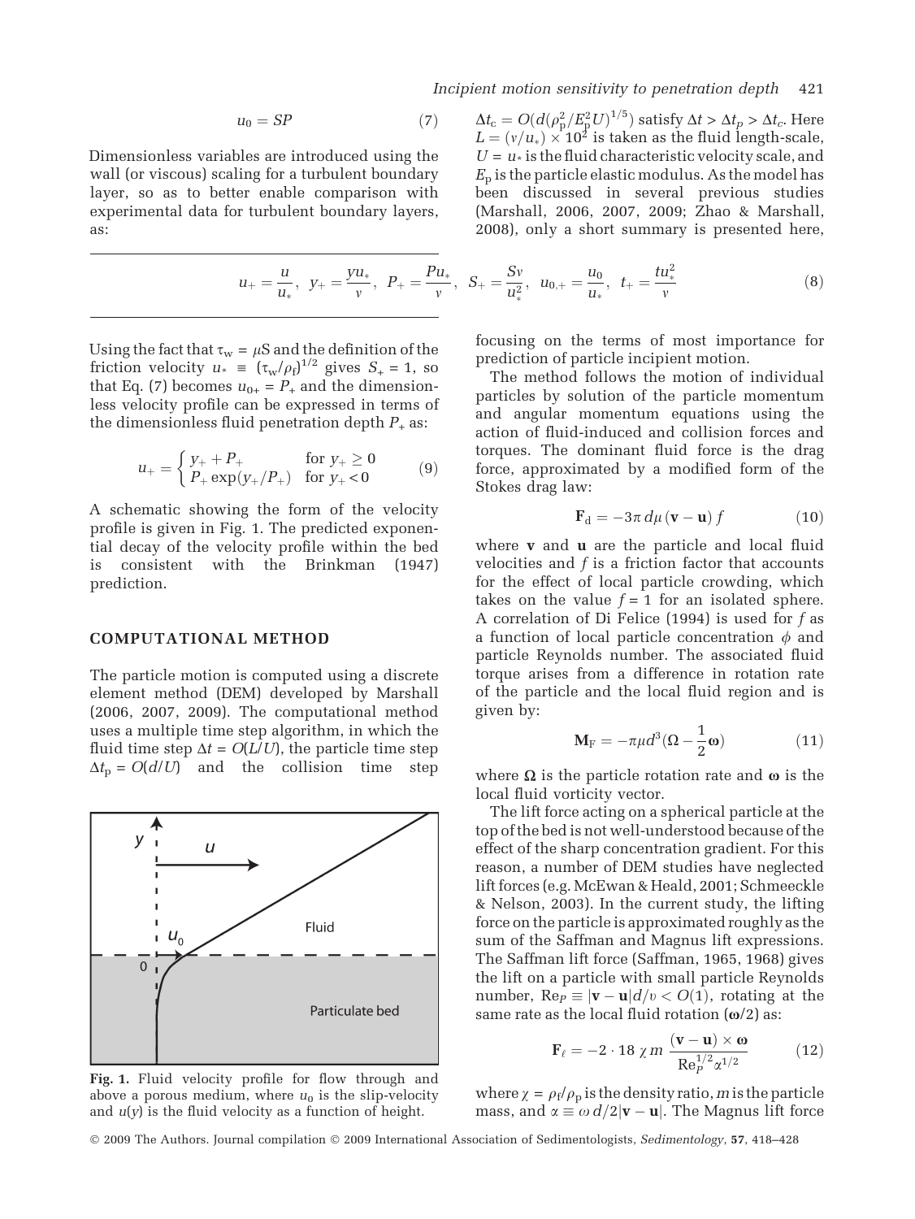$$u_0 = SP \tag{7}$$

Dimensionless variables are introduced using the wall (or viscous) scaling for a turbulent boundary layer, so as to better enable comparison with experimental data for turbulent boundary layers, as:

$$u_+ = \frac{u}{u_*},\ \ y_+ = \frac{yu_*}{\nu},\ \ P_+ = \frac{Pu_*}{\nu},\ \ S_+ = \frac{S\nu}{u_*^2},\ \ u_{0,+} = \frac{u_0}{u_*},\ \ t_+ = \frac{tu_*^2}{\nu} \tag{8}$$

Using the fact that $\tau_w = \mu S$ and the definition of the friction velocity $u_* \equiv (\tau_w/\rho_f)^{1/2}$ gives $S_+ = 1$, so that Eq. (7) becomes $u_{0+} = P_+$ and the dimensionless velocity profile can be expressed in terms of the dimensionless fluid penetration depth $P_+$ as:

$$u_+ = \begin{cases} y_+ + P_+ & \text{for } y_+ \geq 0 \\ P_+ \exp(y_+/P_+) & \text{for } y_+ < 0 \end{cases} \tag{9}$$

A schematic showing the form of the velocity profile is given in Fig. 1. The predicted exponential decay of the velocity profile within the bed is consistent with the Brinkman (1947) prediction.

## COMPUTATIONAL METHOD

The particle motion is computed using a discrete element method (DEM) developed by Marshall (2006, 2007, 2009). The computational method uses a multiple time step algorithm, in which the fluid time step $\Delta t = O(L/U)$, the particle time step $\Delta t_p = O(d/U)$ and the collision time step $\Delta t_c = O(d(\rho_p^2/E_p^2 U)^{1/5})$ satisfy $\Delta t > \Delta t_p > \Delta t_c$. Here $L = (\nu/u_*) \times 10^2$ is taken as the fluid length-scale, $U = u_*$ is the fluid characteristic velocity scale, and $E_p$ is the particle elastic modulus. As the model has been discussed in several previous studies (Marshall, 2006, 2007, 2009; Zhao & Marshall, 2008), only a short summary is presented here, focusing on the terms of most importance for prediction of particle incipient motion.

**Fig. 1.** Fluid velocity profile for flow through and above a porous medium, where $u_0$ is the slip-velocity and $u(y)$ is the fluid velocity as a function of height.

The method follows the motion of individual particles by solution of the particle momentum and angular momentum equations using the action of fluid-induced and collision forces and torques. The dominant fluid force is the drag force, approximated by a modified form of the Stokes drag law:

$$\mathbf{F}_d = -3\pi d\mu (\mathbf{v} - \mathbf{u}) f \tag{10}$$

where $\mathbf{v}$ and $\mathbf{u}$ are the particle and local fluid velocities and $f$ is a friction factor that accounts for the effect of local particle crowding, which takes on the value $f = 1$ for an isolated sphere. A correlation of Di Felice (1994) is used for $f$ as a function of local particle concentration $\phi$ and particle Reynolds number. The associated fluid torque arises from a difference in rotation rate of the particle and the local fluid region and is given by:

$$\mathbf{M}_F = -\pi\mu d^3 (\mathbf{\Omega} - \frac{1}{2}\boldsymbol{\omega}) \tag{11}$$

where $\mathbf{\Omega}$ is the particle rotation rate and $\boldsymbol{\omega}$ is the local fluid vorticity vector.

The lift force acting on a spherical particle at the top of the bed is not well-understood because of the effect of the sharp concentration gradient. For this reason, a number of DEM studies have neglected lift forces (e.g. McEwan & Heald, 2001; Schmeeckle & Nelson, 2003). In the current study, the lifting force on the particle is approximated roughly as the sum of the Saffman and Magnus lift expressions. The Saffman lift force (Saffman, 1965, 1968) gives the lift on a particle with small particle Reynolds number, $\text{Re}_P \equiv |\mathbf{v} - \mathbf{u}|d/\upsilon < O(1)$, rotating at the same rate as the local fluid rotation ($\boldsymbol{\omega}/2$) as:

$$\mathbf{F}_\ell = -2 \cdot 18\, \chi\, m\, \frac{(\mathbf{v} - \mathbf{u}) \times \boldsymbol{\omega}}{\text{Re}_P^{1/2} \alpha^{1/2}} \tag{12}$$

where $\chi = \rho_f/\rho_p$ is the density ratio, $m$ is the particle mass, and $\alpha \equiv \omega\, d/2|\mathbf{v} - \mathbf{u}|$. The Magnus lift force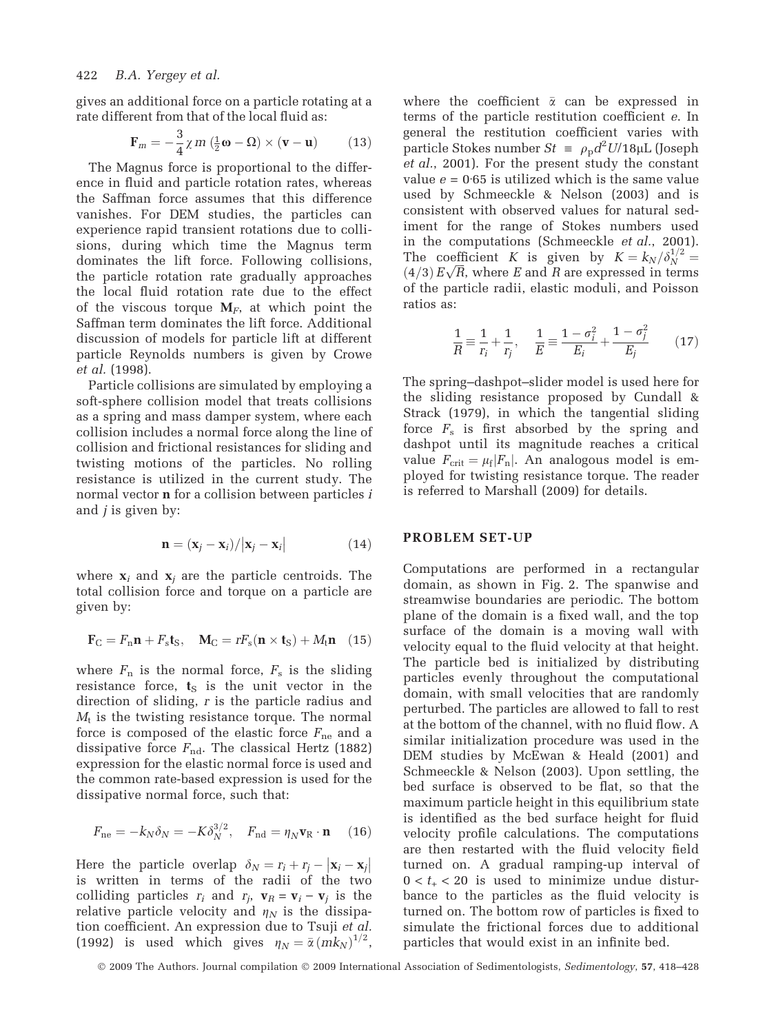gives an additional force on a particle rotating at a rate different from that of the local fluid as:

$$\mathbf{F}_m = -\frac{3}{4}\chi\, m\,(\tfrac{1}{2}\boldsymbol{\omega} - \Omega) \times (\mathbf{v} - \mathbf{u}) \tag{13}$$

The Magnus force is proportional to the difference in fluid and particle rotation rates, whereas the Saffman force assumes that this difference vanishes. For DEM studies, the particles can experience rapid transient rotations due to collisions, during which time the Magnus term dominates the lift force. Following collisions, the particle rotation rate gradually approaches the local fluid rotation rate due to the effect of the viscous torque $\mathbf{M}_F$, at which point the Saffman term dominates the lift force. Additional discussion of models for particle lift at different particle Reynolds numbers is given by Crowe *et al.* (1998).

Particle collisions are simulated by employing a soft-sphere collision model that treats collisions as a spring and mass damper system, where each collision includes a normal force along the line of collision and frictional resistances for sliding and twisting motions of the particles. No rolling resistance is utilized in the current study. The normal vector $\mathbf{n}$ for a collision between particles $i$ and $j$ is given by:

$$\mathbf{n} = (\mathbf{x}_j - \mathbf{x}_i)/|\mathbf{x}_j - \mathbf{x}_i| \tag{14}$$

where $\mathbf{x}_i$ and $\mathbf{x}_j$ are the particle centroids. The total collision force and torque on a particle are given by:

$$\mathbf{F}_C = F_n\mathbf{n} + F_s\mathbf{t}_S, \quad \mathbf{M}_C = rF_s(\mathbf{n} \times \mathbf{t}_S) + M_t\mathbf{n} \tag{15}$$

where $F_n$ is the normal force, $F_s$ is the sliding resistance force, $\mathbf{t}_S$ is the unit vector in the direction of sliding, $r$ is the particle radius and $M_t$ is the twisting resistance torque. The normal force is composed of the elastic force $F_{ne}$ and a dissipative force $F_{nd}$. The classical Hertz (1882) expression for the elastic normal force is used and the common rate-based expression is used for the dissipative normal force, such that:

$$F_{ne} = -k_N\delta_N = -K\delta_N^{3/2}, \quad F_{nd} = \eta_N\mathbf{v}_R \cdot \mathbf{n} \tag{16}$$

Here the particle overlap $\delta_N = r_i + r_j - |\mathbf{x}_i - \mathbf{x}_j|$ is written in terms of the radii of the two colliding particles $r_i$ and $r_j$, $\mathbf{v}_R = \mathbf{v}_i - \mathbf{v}_j$ is the relative particle velocity and $\eta_N$ is the dissipation coefficient. An expression due to Tsuji *et al.* (1992) is used which gives $\eta_N = \bar{\alpha}(mk_N)^{1/2}$, where the coefficient $\bar{\alpha}$ can be expressed in terms of the particle restitution coefficient $e$. In general the restitution coefficient varies with particle Stokes number $St \equiv \rho_p d^2 U/18\mu L$ (Joseph *et al.*, 2001). For the present study the constant value $e = 0{\cdot}65$ is utilized which is the same value used by Schmeeckle & Nelson (2003) and is consistent with observed values for natural sediment for the range of Stokes numbers used in the computations (Schmeeckle *et al.*, 2001). The coefficient $K$ is given by $K = k_N/\delta_N^{1/2} = (4/3)E\sqrt{R}$, where $E$ and $R$ are expressed in terms of the particle radii, elastic moduli, and Poisson ratios as:

$$\frac{1}{R} \equiv \frac{1}{r_i} + \frac{1}{r_j}, \quad \frac{1}{E} \equiv \frac{1-\sigma_i^2}{E_i} + \frac{1-\sigma_j^2}{E_j} \tag{17}$$

The spring–dashpot–slider model is used here for the sliding resistance proposed by Cundall & Strack (1979), in which the tangential sliding force $F_s$ is first absorbed by the spring and dashpot until its magnitude reaches a critical value $F_{crit} = \mu_f|F_n|$. An analogous model is employed for twisting resistance torque. The reader is referred to Marshall (2009) for details.

## PROBLEM SET-UP

Computations are performed in a rectangular domain, as shown in Fig. 2. The spanwise and streamwise boundaries are periodic. The bottom plane of the domain is a fixed wall, and the top surface of the domain is a moving wall with velocity equal to the fluid velocity at that height. The particle bed is initialized by distributing particles evenly throughout the computational domain, with small velocities that are randomly perturbed. The particles are allowed to fall to rest at the bottom of the channel, with no fluid flow. A similar initialization procedure was used in the DEM studies by McEwan & Heald (2001) and Schmeeckle & Nelson (2003). Upon settling, the bed surface is observed to be flat, so that the maximum particle height in this equilibrium state is identified as the bed surface height for fluid velocity profile calculations. The computations are then restarted with the fluid velocity field turned on. A gradual ramping-up interval of $0 < t_+ < 20$ is used to minimize undue disturbance to the particles as the fluid velocity is turned on. The bottom row of particles is fixed to simulate the frictional forces due to additional particles that would exist in an infinite bed.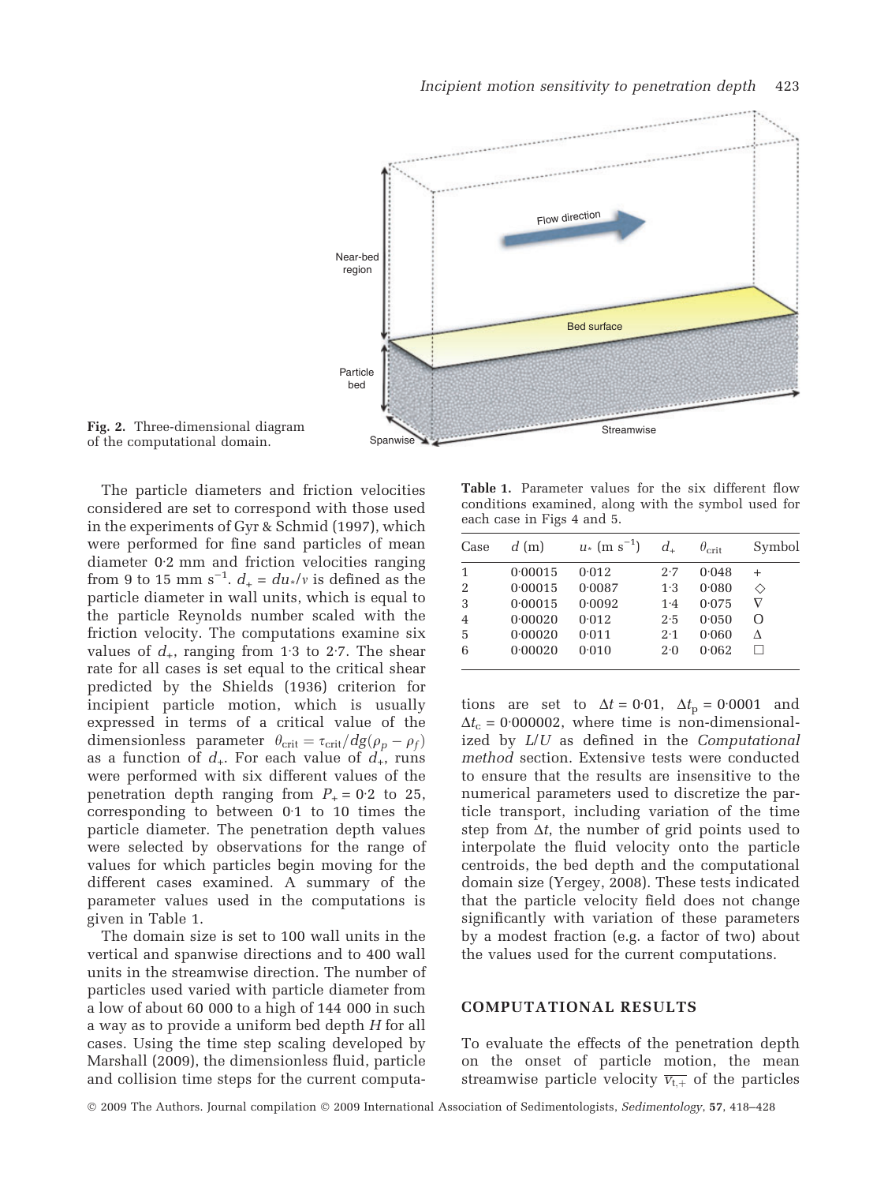Fig. 2. Three-dimensional diagram of the computational domain.

The particle diameters and friction velocities considered are set to correspond with those used in the experiments of Gyr & Schmid (1997), which were performed for fine sand particles of mean diameter 0·2 mm and friction velocities ranging from 9 to 15 mm s$^{-1}$. $d_+ = du_*/\nu$ is defined as the particle diameter in wall units, which is equal to the particle Reynolds number scaled with the friction velocity. The computations examine six values of $d_+$, ranging from 1·3 to 2·7. The shear rate for all cases is set equal to the critical shear predicted by the Shields (1936) criterion for incipient particle motion, which is usually expressed in terms of a critical value of the dimensionless parameter $\theta_{\mathrm{crit}} = \tau_{\mathrm{crit}}/dg(\rho_p - \rho_f)$ as a function of $d_+$. For each value of $d_+$, runs were performed with six different values of the penetration depth ranging from $P_+ = 0{\cdot}2$ to 25, corresponding to between 0·1 to 10 times the particle diameter. The penetration depth values were selected by observations for the range of values for which particles begin moving for the different cases examined. A summary of the parameter values used in the computations is given in Table 1.

The domain size is set to 100 wall units in the vertical and spanwise directions and to 400 wall units in the streamwise direction. The number of particles used varied with particle diameter from a low of about 60 000 to a high of 144 000 in such a way as to provide a uniform bed depth $H$ for all cases. Using the time step scaling developed by Marshall (2009), the dimensionless fluid, particle and collision time steps for the current computations are set to $\Delta t = 0{\cdot}01$, $\Delta t_{\mathrm{p}} = 0{\cdot}0001$ and $\Delta t_{\mathrm{c}} = 0{\cdot}000002$, where time is non-dimensionalized by $L/U$ as defined in the *Computational method* section. Extensive tests were conducted to ensure that the results are insensitive to the numerical parameters used to discretize the particle transport, including variation of the time step from $\Delta t$, the number of grid points used to interpolate the fluid velocity onto the particle centroids, the bed depth and the computational domain size (Yergey, 2008). These tests indicated that the particle velocity field does not change significantly with variation of these parameters by a modest fraction (e.g. a factor of two) about the values used for the current computations.

**Table 1.** Parameter values for the six different flow conditions examined, along with the symbol used for each case in Figs 4 and 5.

| Case | $d$ (m) | $u_*$ (m s$^{-1}$) | $d_+$ | $\theta_{\mathrm{crit}}$ | Symbol |
|---|---|---|---|---|---|
| 1 | 0·00015 | 0·012 | 2·7 | 0·048 | + |
| 2 | 0·00015 | 0·0087 | 1·3 | 0·080 | ◇ |
| 3 | 0·00015 | 0·0092 | 1·4 | 0·075 | ∇ |
| 4 | 0·00020 | 0·012 | 2·5 | 0·050 | O |
| 5 | 0·00020 | 0·011 | 2·1 | 0·060 | Δ |
| 6 | 0·00020 | 0·010 | 2·0 | 0·062 | □ |

## COMPUTATIONAL RESULTS

To evaluate the effects of the penetration depth on the onset of particle motion, the mean streamwise particle velocity $\overline{v_{t,+}}$ of the particles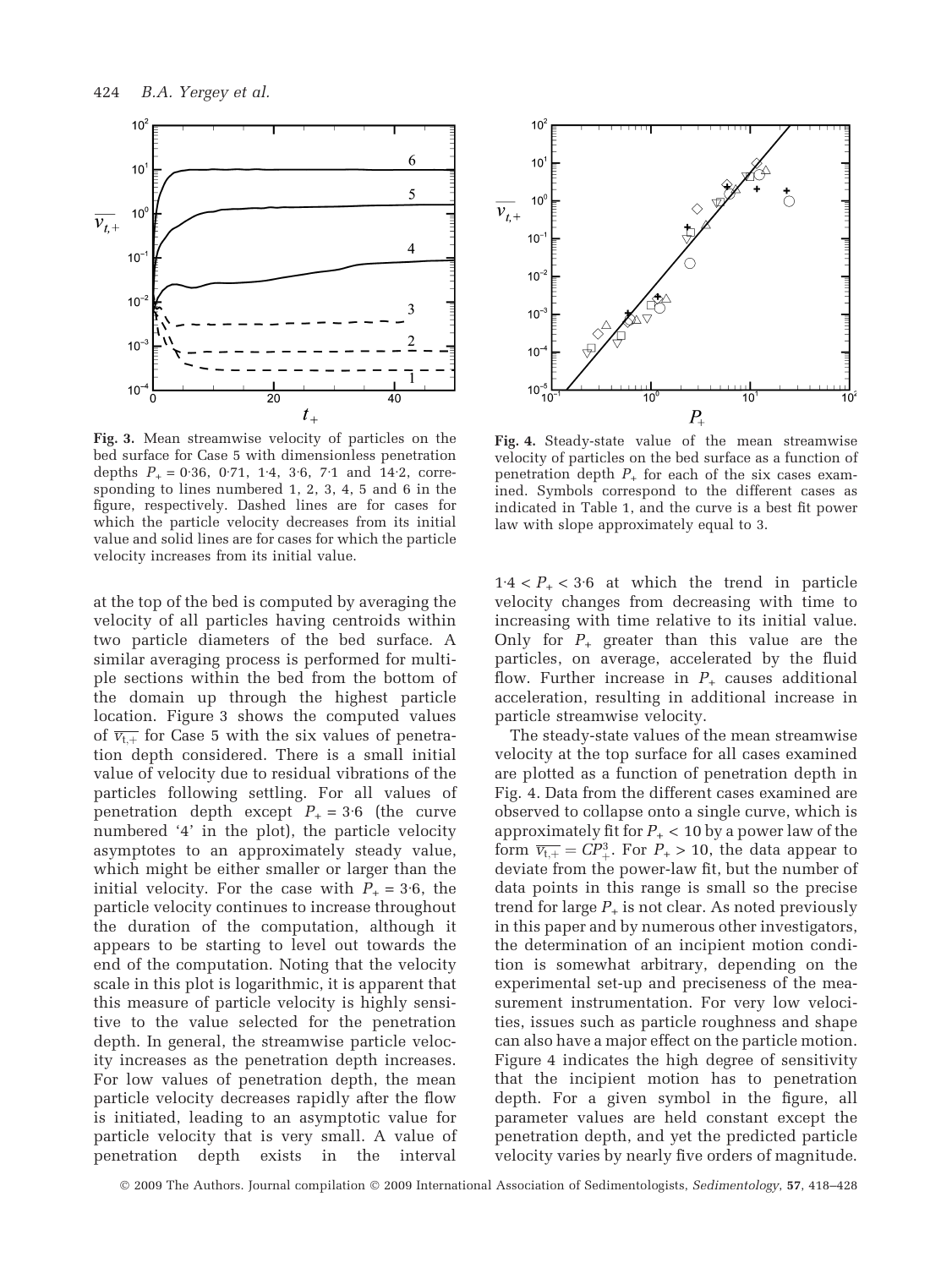10[2]

10[1]

10[0]

$\overline{v_{t,+}}$

10[−1]

10[−2]

10[−3]

10[−4]

0 20 40

$t_+$

6

5

4

3

2

1

**Fig. 3.** Mean streamwise velocity of particles on the bed surface for Case 5 with dimensionless penetration depths $P_+ = 0{\cdot}36$, $0{\cdot}71$, $1{\cdot}4$, $3{\cdot}6$, $7{\cdot}1$ and $14{\cdot}2$, corresponding to lines numbered 1, 2, 3, 4, 5 and 6 in the figure, respectively. Dashed lines are for cases for which the particle velocity decreases from its initial value and solid lines are for cases for which the particle velocity increases from its initial value.

10[2]

10[1]

10[0]

$\overline{v_{t,+}}$

10[−1]

10[−2]

10[−3]

10[−4]

10[−5]

10[−1] 10[0] 10[1] 10[2]

$P_+$

**Fig. 4.** Steady-state value of the mean streamwise velocity of particles on the bed surface as a function of penetration depth $P_+$ for each of the six cases examined. Symbols correspond to the different cases as indicated in Table 1, and the curve is a best fit power law with slope approximately equal to 3.

at the top of the bed is computed by averaging the velocity of all particles having centroids within two particle diameters of the bed surface. A similar averaging process is performed for multiple sections within the bed from the bottom of the domain up through the highest particle location. Figure 3 shows the computed values of $\overline{v_{t,+}}$ for Case 5 with the six values of penetration depth considered. There is a small initial value of velocity due to residual vibrations of the particles following settling. For all values of penetration depth except $P_+ = 3{\cdot}6$ (the curve numbered '4' in the plot), the particle velocity asymptotes to an approximately steady value, which might be either smaller or larger than the initial velocity. For the case with $P_+ = 3{\cdot}6$, the particle velocity continues to increase throughout the duration of the computation, although it appears to be starting to level out towards the end of the computation. Noting that the velocity scale in this plot is logarithmic, it is apparent that this measure of particle velocity is highly sensitive to the value selected for the penetration depth. In general, the streamwise particle velocity increases as the penetration depth increases. For low values of penetration depth, the mean particle velocity decreases rapidly after the flow is initiated, leading to an asymptotic value for particle velocity that is very small. A value of penetration depth exists in the interval $1{\cdot}4 < P_+ < 3{\cdot}6$ at which the trend in particle velocity changes from decreasing with time to increasing with time relative to its initial value. Only for $P_+$ greater than this value are the particles, on average, accelerated by the fluid flow. Further increase in $P_+$ causes additional acceleration, resulting in additional increase in particle streamwise velocity.

The steady-state values of the mean streamwise velocity at the top surface for all cases examined are plotted as a function of penetration depth in Fig. 4. Data from the different cases examined are observed to collapse onto a single curve, which is approximately fit for $P_+ < 10$ by a power law of the form $\overline{v_{t,+}} = CP_+^3$. For $P_+ > 10$, the data appear to deviate from the power-law fit, but the number of data points in this range is small so the precise trend for large $P_+$ is not clear. As noted previously in this paper and by numerous other investigators, the determination of an incipient motion condition is somewhat arbitrary, depending on the experimental set-up and preciseness of the measurement instrumentation. For very low velocities, issues such as particle roughness and shape can also have a major effect on the particle motion. Figure 4 indicates the high degree of sensitivity that the incipient motion has to penetration depth. For a given symbol in the figure, all parameter values are held constant except the penetration depth, and yet the predicted particle velocity varies by nearly five orders of magnitude.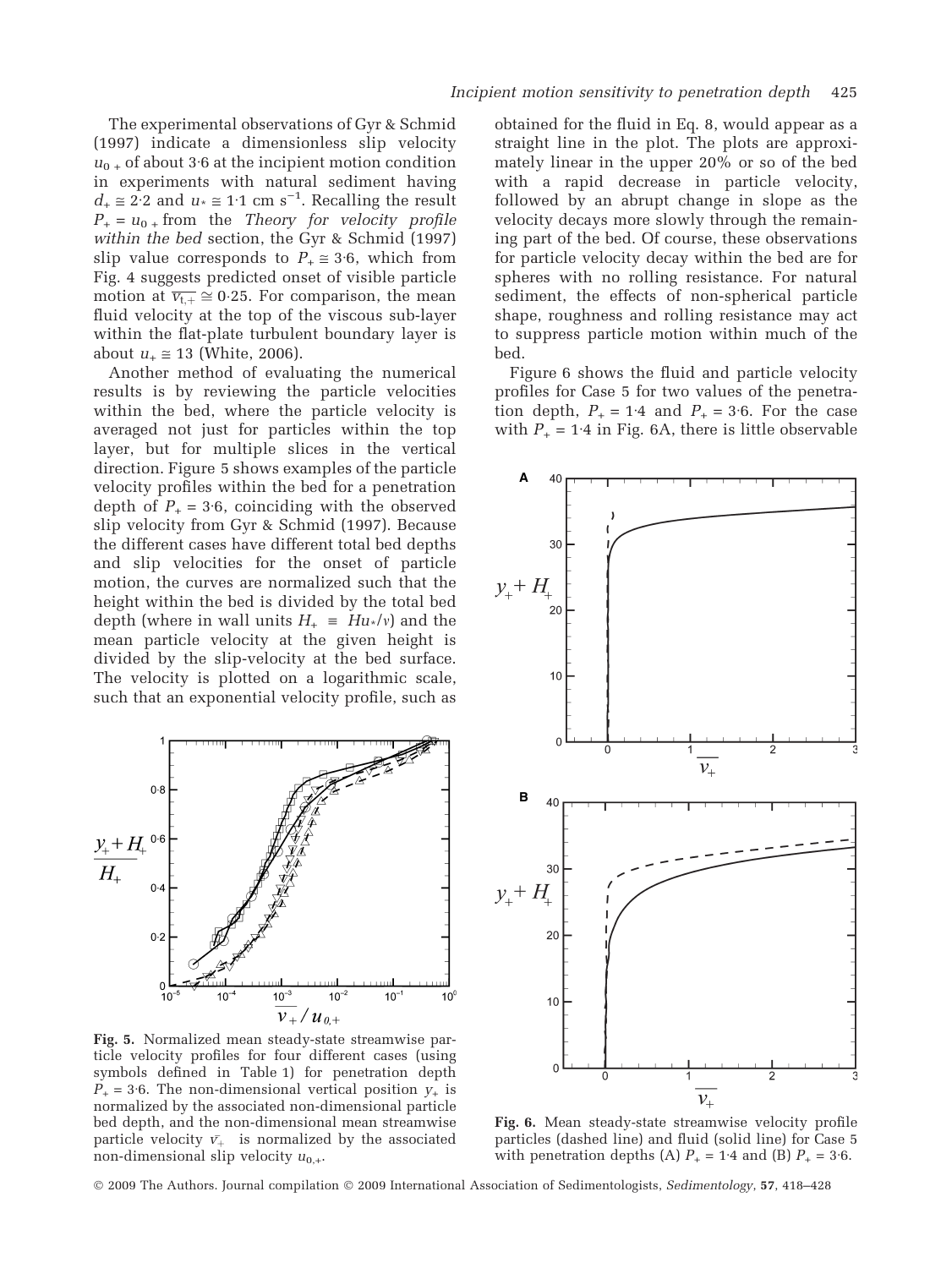The experimental observations of Gyr & Schmid (1997) indicate a dimensionless slip velocity $u_{0+}$ of about 3·6 at the incipient motion condition in experiments with natural sediment having $d_+ \cong 2{\cdot}2$ and $u_* \cong 1{\cdot}1$ cm s$^{-1}$. Recalling the result $P_+ = u_{0+}$ from the *Theory for velocity profile within the bed* section, the Gyr & Schmid (1997) slip value corresponds to $P_+ \cong 3{\cdot}6$, which from Fig. 4 suggests predicted onset of visible particle motion at $\overline{v_{t,+}} \cong 0{\cdot}25$. For comparison, the mean fluid velocity at the top of the viscous sub-layer within the flat-plate turbulent boundary layer is about $u_+ \cong 13$ (White, 2006).

Another method of evaluating the numerical results is by reviewing the particle velocities within the bed, where the particle velocity is averaged not just for particles within the top layer, but for multiple slices in the vertical direction. Figure 5 shows examples of the particle velocity profiles within the bed for a penetration depth of $P_+ = 3{\cdot}6$, coinciding with the observed slip velocity from Gyr & Schmid (1997). Because the different cases have different total bed depths and slip velocities for the onset of particle motion, the curves are normalized such that the height within the bed is divided by the total bed depth (where in wall units $H_+ \equiv Hu_*/\nu$) and the mean particle velocity at the given height is divided by the slip-velocity at the bed surface. The velocity is plotted on a logarithmic scale, such that an exponential velocity profile, such as obtained for the fluid in Eq. 8, would appear as a straight line in the plot. The plots are approximately linear in the upper 20% or so of the bed with a rapid decrease in particle velocity, followed by an abrupt change in slope as the velocity decays more slowly through the remaining part of the bed. Of course, these observations for particle velocity decay within the bed are for spheres with no rolling resistance. For natural sediment, the effects of non-spherical particle shape, roughness and rolling resistance may act to suppress particle motion within much of the bed.

Figure 6 shows the fluid and particle velocity profiles for Case 5 for two values of the penetration depth, $P_+ = 1{\cdot}4$ and $P_+ = 3{\cdot}6$. For the case with $P_+ = 1{\cdot}4$ in Fig. 6A, there is little observable

$\frac{y_+ + H_+}{H_+}$

0, 0·2, 0·4, 0·6, 0·8, 1

$10^{-5}$, $10^{-4}$, $10^{-3}$, $10^{-2}$, $10^{-1}$, $10^{0}$

$\overline{v_+}/u_{0,+}$

**Fig. 5.** Normalized mean steady-state streamwise particle velocity profiles for four different cases (using symbols defined in Table 1) for penetration depth $P_+ = 3{\cdot}6$. The non-dimensional vertical position $y_+$ is normalized by the associated non-dimensional particle bed depth, and the non-dimensional mean streamwise particle velocity $\bar{v}_+$ is normalized by the associated non-dimensional slip velocity $u_{0,+}$.

A

$y_+ + H_+$

0, 10, 20, 30, 40

0, 1, 2, 3

$\overline{v_+}$

B

$y_+ + H_+$

0, 10, 20, 30, 40

0, 1, 2, 3

$\overline{v_+}$

**Fig. 6.** Mean steady-state streamwise velocity profile particles (dashed line) and fluid (solid line) for Case 5 with penetration depths (A) $P_+ = 1{\cdot}4$ and (B) $P_+ = 3{\cdot}6$.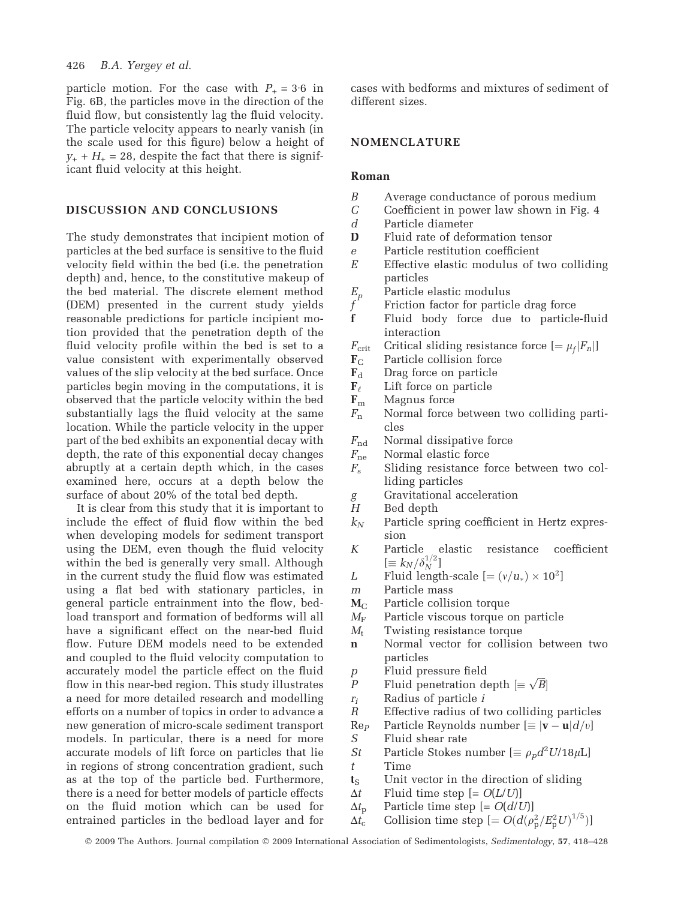particle motion. For the case with $P_+ = 3{\cdot}6$ in Fig. 6B, the particles move in the direction of the fluid flow, but consistently lag the fluid velocity. The particle velocity appears to nearly vanish (in the scale used for this figure) below a height of $y_+ + H_+ = 28$, despite the fact that there is significant fluid velocity at this height.

## DISCUSSION AND CONCLUSIONS

The study demonstrates that incipient motion of particles at the bed surface is sensitive to the fluid velocity field within the bed (i.e. the penetration depth) and, hence, to the constitutive makeup of the bed material. The discrete element method (DEM) presented in the current study yields reasonable predictions for particle incipient motion provided that the penetration depth of the fluid velocity profile within the bed is set to a value consistent with experimentally observed values of the slip velocity at the bed surface. Once particles begin moving in the computations, it is observed that the particle velocity within the bed substantially lags the fluid velocity at the same location. While the particle velocity in the upper part of the bed exhibits an exponential decay with depth, the rate of this exponential decay changes abruptly at a certain depth which, in the cases examined here, occurs at a depth below the surface of about 20% of the total bed depth.

It is clear from this study that it is important to include the effect of fluid flow within the bed when developing models for sediment transport using the DEM, even though the fluid velocity within the bed is generally very small. Although in the current study the fluid flow was estimated using a flat bed with stationary particles, in general particle entrainment into the flow, bedload transport and formation of bedforms will all have a significant effect on the near-bed fluid flow. Future DEM models need to be extended and coupled to the fluid velocity computation to accurately model the particle effect on the fluid flow in this near-bed region. This study illustrates a need for more detailed research and modelling efforts on a number of topics in order to advance a new generation of micro-scale sediment transport models. In particular, there is a need for more accurate models of lift force on particles that lie in regions of strong concentration gradient, such as at the top of the particle bed. Furthermore, there is a need for better models of particle effects on the fluid motion which can be used for entrained particles in the bedload layer and for cases with bedforms and mixtures of sediment of different sizes.

## NOMENCLATURE

### Roman

- $B$ — Average conductance of porous medium
- $C$ — Coefficient in power law shown in Fig. 4
- $d$ — Particle diameter
- $\mathbf{D}$ — Fluid rate of deformation tensor
- $e$ — Particle restitution coefficient
- $E$ — Effective elastic modulus of two colliding particles
- $E_p$ — Particle elastic modulus
- $f$ — Friction factor for particle drag force
- $\mathbf{f}$ — Fluid body force due to particle-fluid interaction
- $F_{\mathrm{crit}}$ — Critical sliding resistance force $[= \mu_f|F_n|]$
- $\mathbf{F}_{\mathrm{C}}$ — Particle collision force
- $\mathbf{F}_{\mathrm{d}}$ — Drag force on particle
- $\mathbf{F}_{\ell}$ — Lift force on particle
- $\mathbf{F}_{\mathrm{m}}$ — Magnus force
- $F_{\mathrm{n}}$ — Normal force between two colliding particles
- $F_{\mathrm{nd}}$ — Normal dissipative force
- $F_{\mathrm{ne}}$ — Normal elastic force
- $F_{\mathrm{s}}$ — Sliding resistance force between two colliding particles
- $g$ — Gravitational acceleration
- $H$ — Bed depth
- $k_N$ — Particle spring coefficient in Hertz expression
- $K$ — Particle elastic resistance coefficient $[\equiv k_N/\delta_N^{1/2}]$
- $L$ — Fluid length-scale $[= (\nu/u_*) \times 10^2]$
- $m$ — Particle mass
- $\mathbf{M}_{\mathrm{C}}$ — Particle collision torque
- $M_{\mathrm{F}}$ — Particle viscous torque on particle
- $M_{\mathrm{t}}$ — Twisting resistance torque
- $\mathbf{n}$ — Normal vector for collision between two particles
- $p$ — Fluid pressure field
- $P$ — Fluid penetration depth $[\equiv \sqrt{B}]$
- $r_i$ — Radius of particle $i$
- $R$ — Effective radius of two colliding particles
- $\mathrm{Re}_P$ — Particle Reynolds number $[\equiv |\mathbf{v} - \mathbf{u}|d/\nu]$
- $S$ — Fluid shear rate
- $St$ — Particle Stokes number $[\equiv \rho_p d^2 U/18\mu \mathrm{L}]$
- $t$ — Time
- $\mathbf{t}_{\mathrm{S}}$ — Unit vector in the direction of sliding
- $\Delta t$ — Fluid time step $[= O(L/U)]$
- $\Delta t_{\mathrm{p}}$ — Particle time step $[= O(d/U)]$
- $\Delta t_{\mathrm{c}}$ — Collision time step $[= O(d(\rho_{\mathrm{p}}^2/E_{\mathrm{p}}^2 U)^{1/5})]$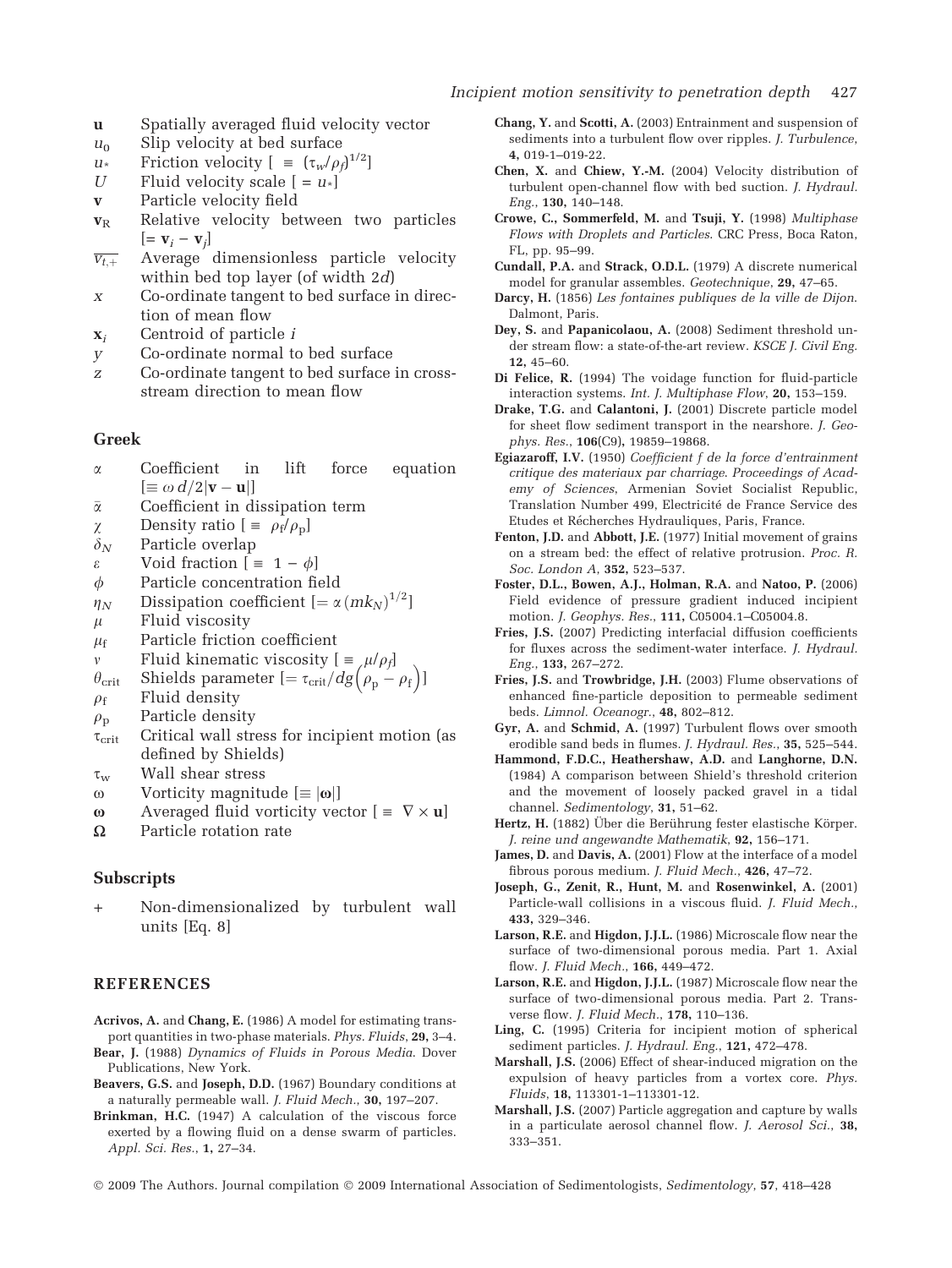- $\mathbf{u}$ Spatially averaged fluid velocity vector
- $u_0$ Slip velocity at bed surface
- $u_*$ Friction velocity $[\equiv (\tau_w/\rho_f)^{1/2}]$
- $U$ Fluid velocity scale $[= u_*]$
- $\mathbf{v}$ Particle velocity field
- $\mathbf{v}_R$ Relative velocity between two particles $[= \mathbf{v}_i - \mathbf{v}_j]$
- $\overline{v_{t,+}}$ Average dimensionless particle velocity within bed top layer (of width $2d$)
- $x$ Co-ordinate tangent to bed surface in direction of mean flow
- $\mathbf{x}_i$ Centroid of particle $i$
- $y$ Co-ordinate normal to bed surface
- $z$ Co-ordinate tangent to bed surface in cross-stream direction to mean flow

## Greek

- $\alpha$ Coefficient in lift force equation $[\equiv \omega\, d/2|\mathbf{v} - \mathbf{u}|]$
- $\bar{\alpha}$ Coefficient in dissipation term
- $\chi$ Density ratio $[\equiv \rho_f/\rho_p]$
- $\delta_N$ Particle overlap
- $\varepsilon$ Void fraction $[\equiv 1 - \phi]$
- $\phi$ Particle concentration field
- $\eta_N$ Dissipation coefficient $[= \alpha (m k_N)^{1/2}]$
- $\mu$ Fluid viscosity
- $\mu_f$ Particle friction coefficient
- $\nu$ Fluid kinematic viscosity $[\equiv \mu/\rho_f]$
- $\theta_{\text{crit}}$ Shields parameter $[= \tau_{\text{crit}}/dg\left(\rho_p - \rho_f\right)]$
- $\rho_f$ Fluid density
- $\rho_p$ Particle density
- $\tau_{\text{crit}}$ Critical wall stress for incipient motion (as defined by Shields)
- $\tau_w$ Wall shear stress
- $\omega$ Vorticity magnitude $[\equiv |\boldsymbol{\omega}|]$
- $\boldsymbol{\omega}$ Averaged fluid vorticity vector $[\equiv \nabla \times \mathbf{u}]$
- $\boldsymbol{\Omega}$ Particle rotation rate

## Subscripts

- $+$ Non-dimensionalized by turbulent wall units [Eq. 8]

## REFERENCES

**Acrivos, A.** and **Chang, E.** (1986) A model for estimating transport quantities in two-phase materials. *Phys. Fluids*, **29,** 3–4.

**Bear, J.** (1988) *Dynamics of Fluids in Porous Media*. Dover Publications, New York.

**Beavers, G.S.** and **Joseph, D.D.** (1967) Boundary conditions at a naturally permeable wall. *J. Fluid Mech.*, **30,** 197–207.

**Brinkman, H.C.** (1947) A calculation of the viscous force exerted by a flowing fluid on a dense swarm of particles. *Appl. Sci. Res.*, **1,** 27–34.

**Chang, Y.** and **Scotti, A.** (2003) Entrainment and suspension of sediments into a turbulent flow over ripples. *J. Turbulence*, **4,** 019-1–019-22.

**Chen, X.** and **Chiew, Y.-M.** (2004) Velocity distribution of turbulent open-channel flow with bed suction. *J. Hydraul. Eng.*, **130,** 140–148.

**Crowe, C., Sommerfeld, M.** and **Tsuji, Y.** (1998) *Multiphase Flows with Droplets and Particles*. CRC Press, Boca Raton, FL, pp. 95–99.

**Cundall, P.A.** and **Strack, O.D.L.** (1979) A discrete numerical model for granular assembles. *Geotechnique*, **29,** 47–65.

**Darcy, H.** (1856) *Les fontaines publiques de la ville de Dijon*. Dalmont, Paris.

**Dey, S.** and **Papanicolaou, A.** (2008) Sediment threshold under stream flow: a state-of-the-art review. *KSCE J. Civil Eng.* **12,** 45–60.

**Di Felice, R.** (1994) The voidage function for fluid-particle interaction systems. *Int. J. Multiphase Flow*, **20,** 153–159.

**Drake, T.G.** and **Calantoni, J.** (2001) Discrete particle model for sheet flow sediment transport in the nearshore. *J. Geophys. Res.*, **106**(C9), 19859–19868.

**Egiazaroff, I.V.** (1950) *Coefficient f de la force d'entrainment critique des materiaux par charriage. Proceedings of Academy of Sciences*, Armenian Soviet Socialist Republic, Translation Number 499, Electricité de France Service des Etudes et Récherches Hydrauliques, Paris, France.

**Fenton, J.D.** and **Abbott, J.E.** (1977) Initial movement of grains on a stream bed: the effect of relative protrusion. *Proc. R. Soc. London A*, **352,** 523–537.

**Foster, D.L., Bowen, A.J., Holman, R.A.** and **Natoo, P.** (2006) Field evidence of pressure gradient induced incipient motion. *J. Geophys. Res.*, **111,** C05004.1–C05004.8.

**Fries, J.S.** (2007) Predicting interfacial diffusion coefficients for fluxes across the sediment-water interface. *J. Hydraul. Eng.*, **133,** 267–272.

**Fries, J.S.** and **Trowbridge, J.H.** (2003) Flume observations of enhanced fine-particle deposition to permeable sediment beds. *Limnol. Oceanogr.*, **48,** 802–812.

**Gyr, A.** and **Schmid, A.** (1997) Turbulent flows over smooth erodible sand beds in flumes. *J. Hydraul. Res.*, **35,** 525–544.

**Hammond, F.D.C., Heathershaw, A.D.** and **Langhorne, D.N.** (1984) A comparison between Shield's threshold criterion and the movement of loosely packed gravel in a tidal channel. *Sedimentology*, **31,** 51–62.

**Hertz, H.** (1882) Über die Berührung fester elastische Körper. *J. reine und angewandte Mathematik*, **92,** 156–171.

**James, D.** and **Davis, A.** (2001) Flow at the interface of a model fibrous porous medium. *J. Fluid Mech.*, **426,** 47–72.

**Joseph, G., Zenit, R., Hunt, M.** and **Rosenwinkel, A.** (2001) Particle-wall collisions in a viscous fluid. *J. Fluid Mech.*, **433,** 329–346.

**Larson, R.E.** and **Higdon, J.J.L.** (1986) Microscale flow near the surface of two-dimensional porous media. Part 1. Axial flow. *J. Fluid Mech.*, **166,** 449–472.

**Larson, R.E.** and **Higdon, J.J.L.** (1987) Microscale flow near the surface of two-dimensional porous media. Part 2. Transverse flow. *J. Fluid Mech.*, **178,** 110–136.

**Ling, C.** (1995) Criteria for incipient motion of spherical sediment particles. *J. Hydraul. Eng.*, **121,** 472–478.

**Marshall, J.S.** (2006) Effect of shear-induced migration on the expulsion of heavy particles from a vortex core. *Phys. Fluids*, **18,** 113301-1–113301-12.

**Marshall, J.S.** (2007) Particle aggregation and capture by walls in a particulate aerosol channel flow. *J. Aerosol Sci.*, **38,** 333–351.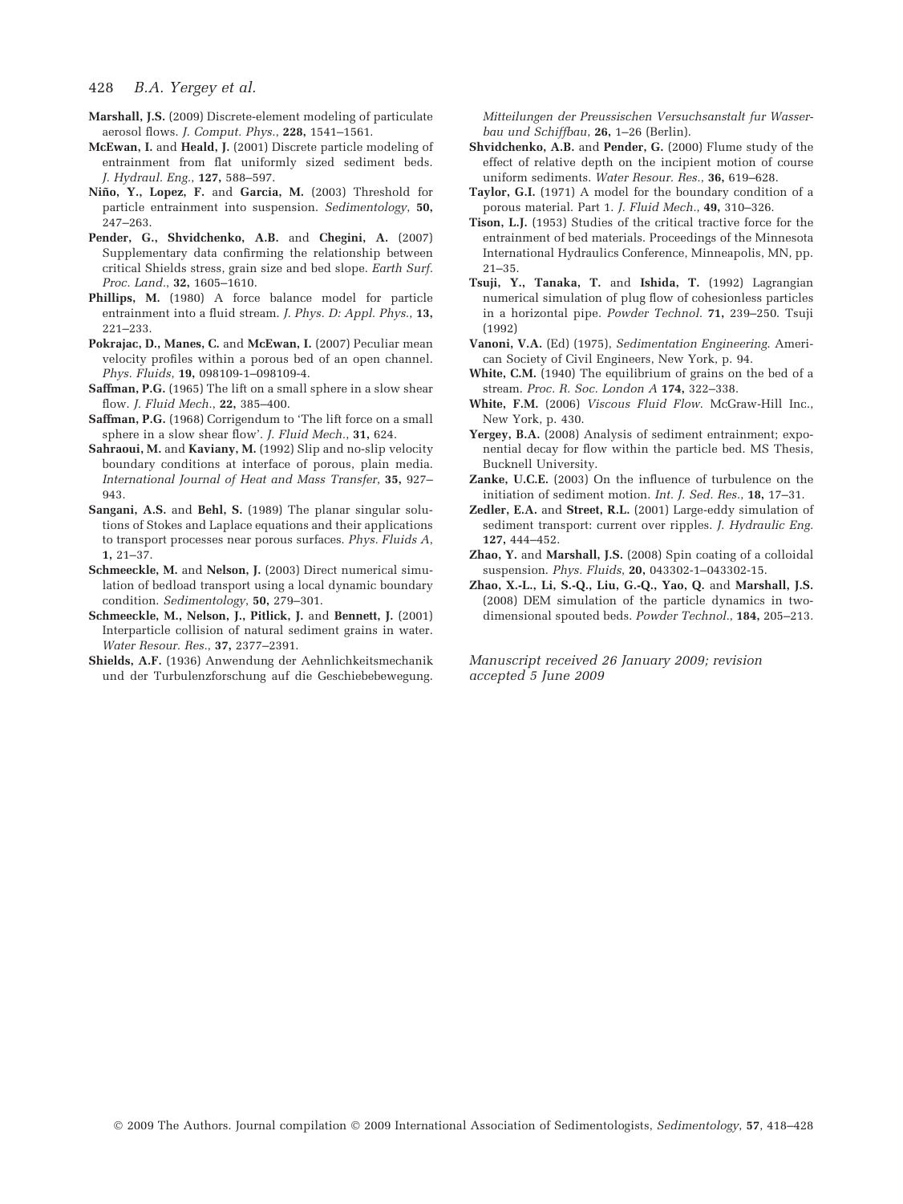**Marshall, J.S.** (2009) Discrete-element modeling of particulate aerosol flows. *J. Comput. Phys.*, **228,** 1541–1561.

**McEwan, I.** and **Heald, J.** (2001) Discrete particle modeling of entrainment from flat uniformly sized sediment beds. *J. Hydraul. Eng.*, **127,** 588–597.

**Niño, Y., Lopez, F.** and **Garcia, M.** (2003) Threshold for particle entrainment into suspension. *Sedimentology*, **50,** 247–263.

**Pender, G., Shvidchenko, A.B.** and **Chegini, A.** (2007) Supplementary data confirming the relationship between critical Shields stress, grain size and bed slope. *Earth Surf. Proc. Land.*, **32,** 1605–1610.

**Phillips, M.** (1980) A force balance model for particle entrainment into a fluid stream. *J. Phys. D: Appl. Phys.*, **13,** 221–233.

**Pokrajac, D., Manes, C.** and **McEwan, I.** (2007) Peculiar mean velocity profiles within a porous bed of an open channel. *Phys. Fluids,* **19,** 098109-1–098109-4.

**Saffman, P.G.** (1965) The lift on a small sphere in a slow shear flow. *J. Fluid Mech.*, **22,** 385–400.

**Saffman, P.G.** (1968) Corrigendum to 'The lift force on a small sphere in a slow shear flow'. *J. Fluid Mech.,* **31,** 624.

**Sahraoui, M.** and **Kaviany, M.** (1992) Slip and no-slip velocity boundary conditions at interface of porous, plain media. *International Journal of Heat and Mass Transfer*, **35,** 927–943.

**Sangani, A.S.** and **Behl, S.** (1989) The planar singular solutions of Stokes and Laplace equations and their applications to transport processes near porous surfaces. *Phys. Fluids A*, **1,** 21–37.

**Schmeeckle, M.** and **Nelson, J.** (2003) Direct numerical simulation of bedload transport using a local dynamic boundary condition. *Sedimentology*, **50,** 279–301.

**Schmeeckle, M., Nelson, J., Pitlick, J.** and **Bennett, J.** (2001) Interparticle collision of natural sediment grains in water. *Water Resour. Res.*, **37,** 2377–2391.

**Shields, A.F.** (1936) Anwendung der Aehnlichkeitsmechanik und der Turbulenzforschung auf die Geschiebebewegung. *Mitteilungen der Preussischen Versuchsanstalt fur Wasserbau und Schiffbau*, **26,** 1–26 (Berlin).

**Shvidchenko, A.B.** and **Pender, G.** (2000) Flume study of the effect of relative depth on the incipient motion of course uniform sediments. *Water Resour. Res.*, **36,** 619–628.

**Taylor, G.I.** (1971) A model for the boundary condition of a porous material. Part 1. *J. Fluid Mech.*, **49,** 310–326.

**Tison, L.J.** (1953) Studies of the critical tractive force for the entrainment of bed materials. Proceedings of the Minnesota International Hydraulics Conference, Minneapolis, MN, pp. 21–35.

**Tsuji, Y., Tanaka, T.** and **Ishida, T.** (1992) Lagrangian numerical simulation of plug flow of cohesionless particles in a horizontal pipe. *Powder Technol.* **71,** 239–250. Tsuji (1992)

**Vanoni, V.A.** (Ed) (1975), *Sedimentation Engineering*. American Society of Civil Engineers, New York, p. 94.

**White, C.M.** (1940) The equilibrium of grains on the bed of a stream. *Proc. R. Soc. London A* **174,** 322–338.

**White, F.M.** (2006) *Viscous Fluid Flow*. McGraw-Hill Inc., New York, p. 430.

**Yergey, B.A.** (2008) Analysis of sediment entrainment; exponential decay for flow within the particle bed. MS Thesis, Bucknell University.

**Zanke, U.C.E.** (2003) On the influence of turbulence on the initiation of sediment motion. *Int. J. Sed. Res.*, **18,** 17–31.

**Zedler, E.A.** and **Street, R.L.** (2001) Large-eddy simulation of sediment transport: current over ripples. *J. Hydraulic Eng.* **127,** 444–452.

**Zhao, Y.** and **Marshall, J.S.** (2008) Spin coating of a colloidal suspension. *Phys. Fluids*, **20,** 043302-1–043302-15.

**Zhao, X.-L., Li, S.-Q., Liu, G.-Q., Yao, Q.** and **Marshall, J.S.** (2008) DEM simulation of the particle dynamics in two-dimensional spouted beds. *Powder Technol.*, **184,** 205–213.

*Manuscript received 26 January 2009; revision accepted 5 June 2009*